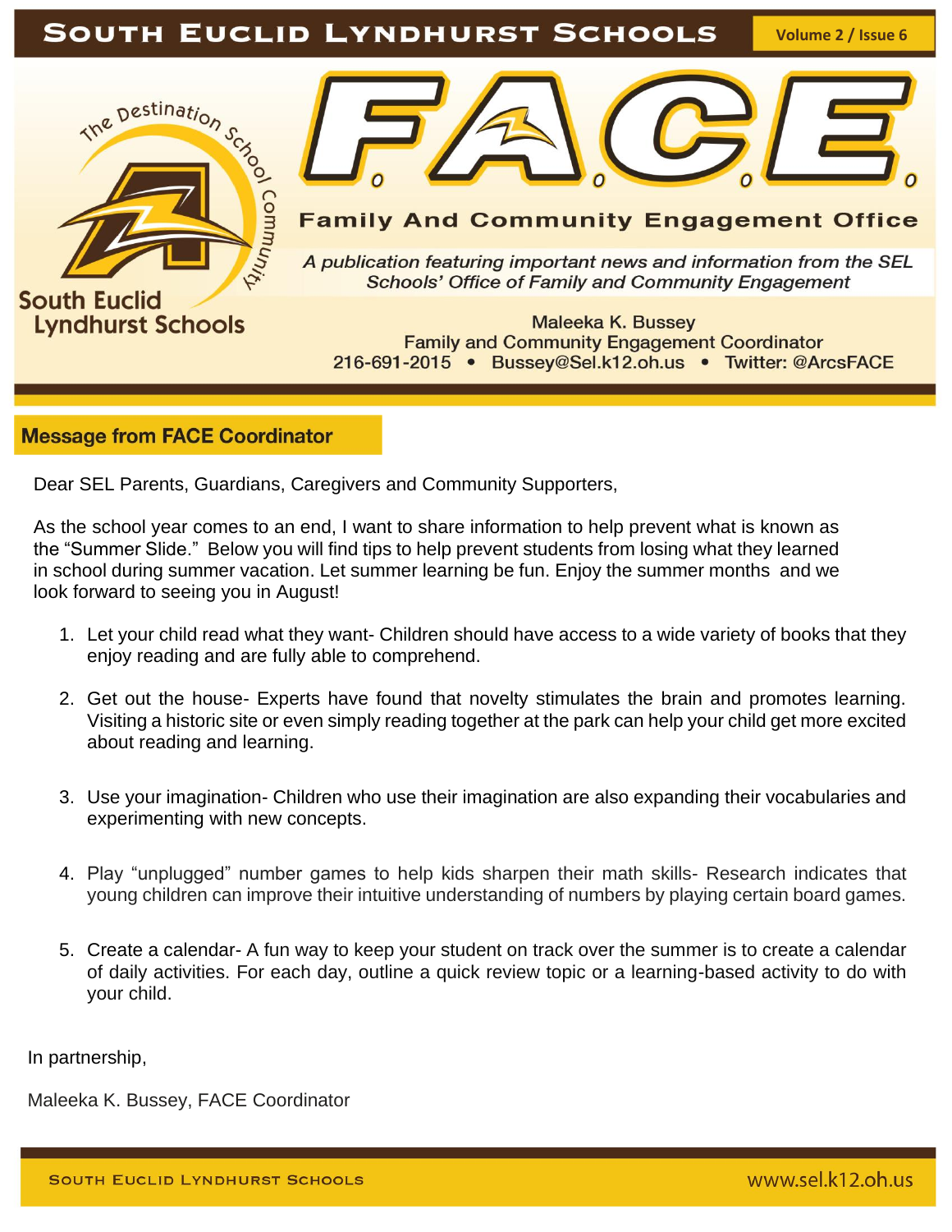# South Euclid Lyndhurst Schools

Volume 2 / Issue 6

# F.A.C.E.

## Family And Community Engagement Office

*A publication featuring important news and information from the SEL Schools' Office of Family and Community Engagement*

The Destination School Community

South Euclid Lyndhurst Schools

Maleeka K. Bussey
Family and Community Engagement Coordinator
216-691-2015 • Bussey@Sel.k12.oh.us • Twitter: @ArcsFACE

## Message from FACE Coordinator

Dear SEL Parents, Guardians, Caregivers and Community Supporters,

As the school year comes to an end, I want to share information to help prevent what is known as the "Summer Slide." Below you will find tips to help prevent students from losing what they learned in school during summer vacation. Let summer learning be fun. Enjoy the summer months and we look forward to seeing you in August!

1. Let your child read what they want- Children should have access to a wide variety of books that they enjoy reading and are fully able to comprehend.

2. Get out the house- Experts have found that novelty stimulates the brain and promotes learning. Visiting a historic site or even simply reading together at the park can help your child get more excited about reading and learning.

3. Use your imagination- Children who use their imagination are also expanding their vocabularies and experimenting with new concepts.

4. Play "unplugged" number games to help kids sharpen their math skills- Research indicates that young children can improve their intuitive understanding of numbers by playing certain board games.

5. Create a calendar- A fun way to keep your student on track over the summer is to create a calendar of daily activities. For each day, outline a quick review topic or a learning-based activity to do with your child.

In partnership,

Maleeka K. Bussey, FACE Coordinator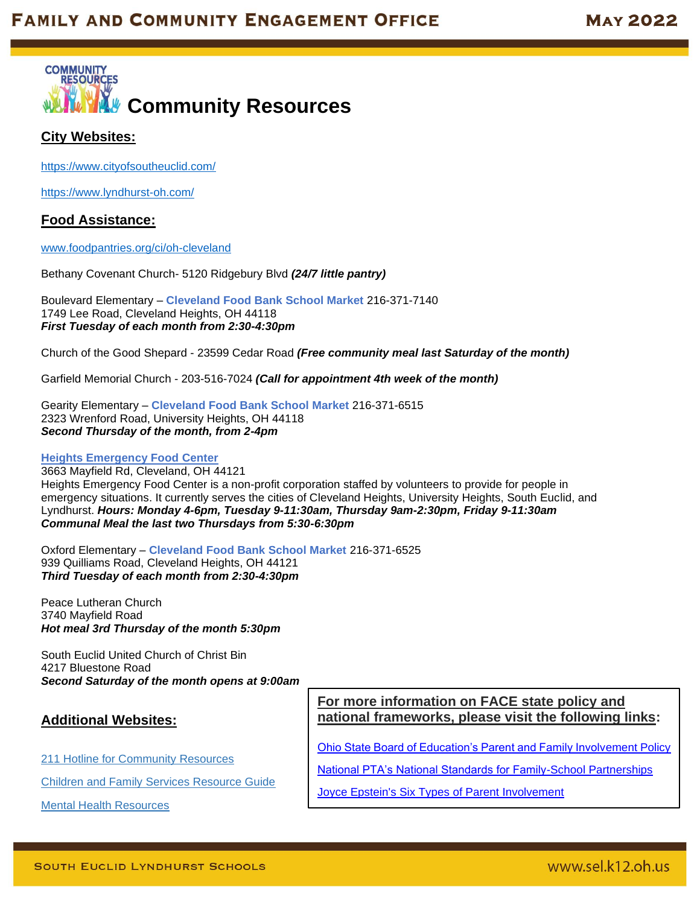# Community Resources

## City Websites:

https://www.cityofsoutheuclid.com/

https://www.lyndhurst-oh.com/

## Food Assistance:

www.foodpantries.org/ci/oh-cleveland

Bethany Covenant Church- 5120 Ridgebury Blvd ***(24/7 little pantry)***

Boulevard Elementary – **Cleveland Food Bank School Market** 216-371-7140
1749 Lee Road, Cleveland Heights, OH 44118
***First Tuesday of each month from 2:30-4:30pm***

Church of the Good Shepard - 23599 Cedar Road ***(Free community meal last Saturday of the month)***

Garfield Memorial Church - 203-516-7024 ***(Call for appointment 4th week of the month)***

Gearity Elementary – **Cleveland Food Bank School Market** 216-371-6515
2323 Wrenford Road, University Heights, OH 44118
***Second Thursday of the month, from 2-4pm***

**Heights Emergency Food Center**
3663 Mayfield Rd, Cleveland, OH 44121
Heights Emergency Food Center is a non-profit corporation staffed by volunteers to provide for people in emergency situations. It currently serves the cities of Cleveland Heights, University Heights, South Euclid, and Lyndhurst. ***Hours: Monday 4-6pm, Tuesday 9-11:30am, Thursday 9am-2:30pm, Friday 9-11:30am***
***Communal Meal the last two Thursdays from 5:30-6:30pm***

Oxford Elementary – **Cleveland Food Bank School Market** 216-371-6525
939 Quilliams Road, Cleveland Heights, OH 44121
***Third Tuesday of each month from 2:30-4:30pm***

Peace Lutheran Church
3740 Mayfield Road
***Hot meal 3rd Thursday of the month 5:30pm***

South Euclid United Church of Christ Bin
4217 Bluestone Road
***Second Saturday of the month opens at 9:00am***

## Additional Websites:

211 Hotline for Community Resources

Children and Family Services Resource Guide

Mental Health Resources

**For more information on FACE state policy and national frameworks, please visit the following links:**

Ohio State Board of Education's Parent and Family Involvement Policy

National PTA's National Standards for Family-School Partnerships

Joyce Epstein's Six Types of Parent Involvement